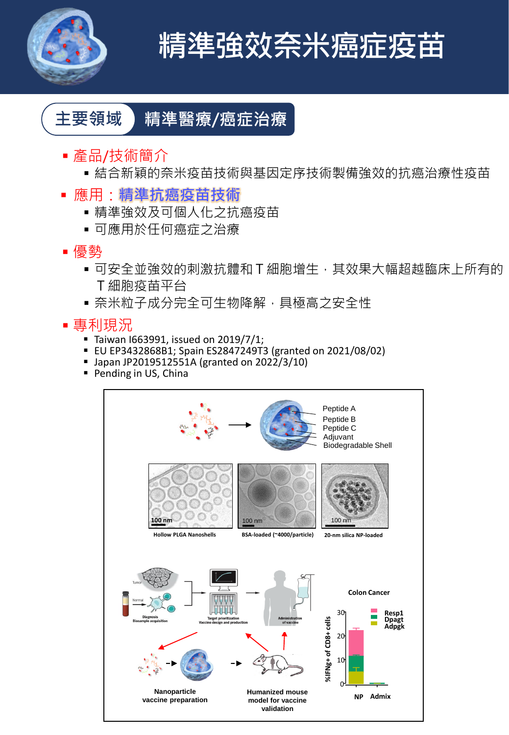# 精準強效奈米癌症疫苗

**主要領域** 精準醫療/癌症治療

- 產品/技術簡介
  - 結合新穎的奈米疫苗技術與基因定序技術製備強效的抗癌治療性疫苗
- 應用：**精準抗癌疫苗技術**
  - 精準強效及可個人化之抗癌疫苗
  - 可應用於任何癌症之治療
- 優勢
  - 可安全並強效的刺激抗體和 T 細胞增生，其效果大幅超越臨床上所有的 T 細胞疫苗平台
  - 奈米粒子成分完全可生物降解，具極高之安全性
- 專利現況
  - Taiwan I663991, issued on 2019/7/1;
  - EU EP3432868B1; Spain ES2847249T3 (granted on 2021/08/02)
  - Japan JP2019512551A (granted on 2022/3/10)
  - Pending in US, China

Peptide A
Peptide B
Peptide C
Adjuvant
Biodegradable Shell

Hollow PLGA Nanoshells | BSA-loaded (~4000/particle) | 20-nm silica NP-loaded

Nanoparticle vaccine preparation

Humanized mouse model for vaccine validation

Colon Cancer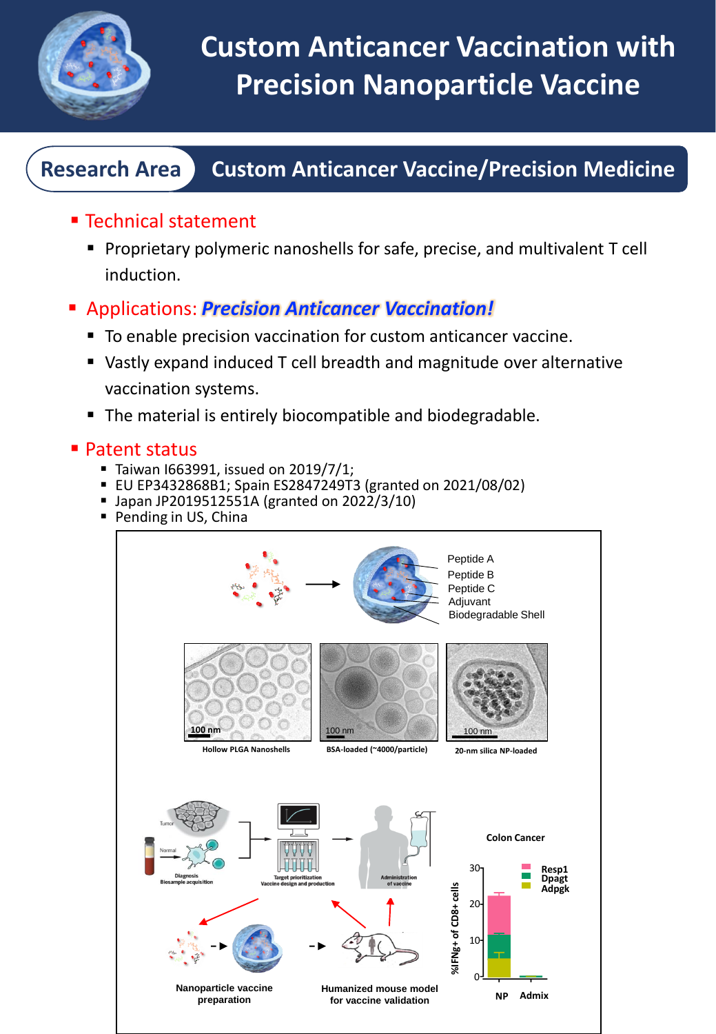# Custom Anticancer Vaccination with Precision Nanoparticle Vaccine

## Research Area: Custom Anticancer Vaccine/Precision Medicine

- **Technical statement**
  - Proprietary polymeric nanoshells for safe, precise, and multivalent T cell induction.
- **Applications: *Precision Anticancer Vaccination!***
  - To enable precision vaccination for custom anticancer vaccine.
  - Vastly expand induced T cell breadth and magnitude over alternative vaccination systems.
  - The material is entirely biocompatible and biodegradable.
- **Patent status**
  - Taiwan I663991, issued on 2019/7/1;
  - EU EP3432868B1; Spain ES2847249T3 (granted on 2021/08/02)
  - Japan JP2019512551A (granted on 2022/3/10)
  - Pending in US, China

Peptide A
Peptide B
Peptide C
Adjuvant
Biodegradable Shell

Hollow PLGA Nanoshells | BSA-loaded (~4000/particle) | 20-nm silica NP-loaded

Diagnosis Biosample acquisition → Target prioritization Vaccine design and production → Administration of vaccine

Nanoparticle vaccine preparation | Humanized mouse model for vaccine validation

Colon Cancer (%IFNg+ of CD8+ cells; Resp1, Dpagt, Adpgk; NP, Admix)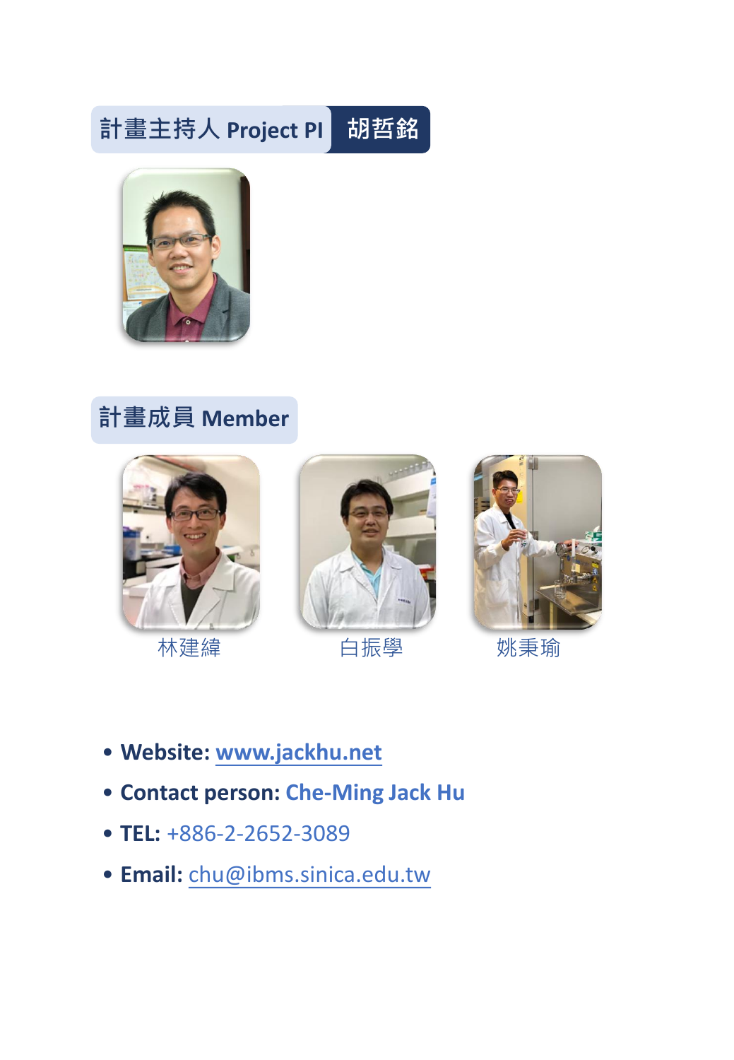## 計畫主持人 Project PI 胡哲銘

## 計畫成員 Member

林建緯

白振學

姚秉瑜

- **Website:** [www.jackhu.net](http://www.jackhu.net)
- **Contact person:** Che-Ming Jack Hu
- **TEL:** +886-2-2652-3089
- **Email:** chu@ibms.sinica.edu.tw